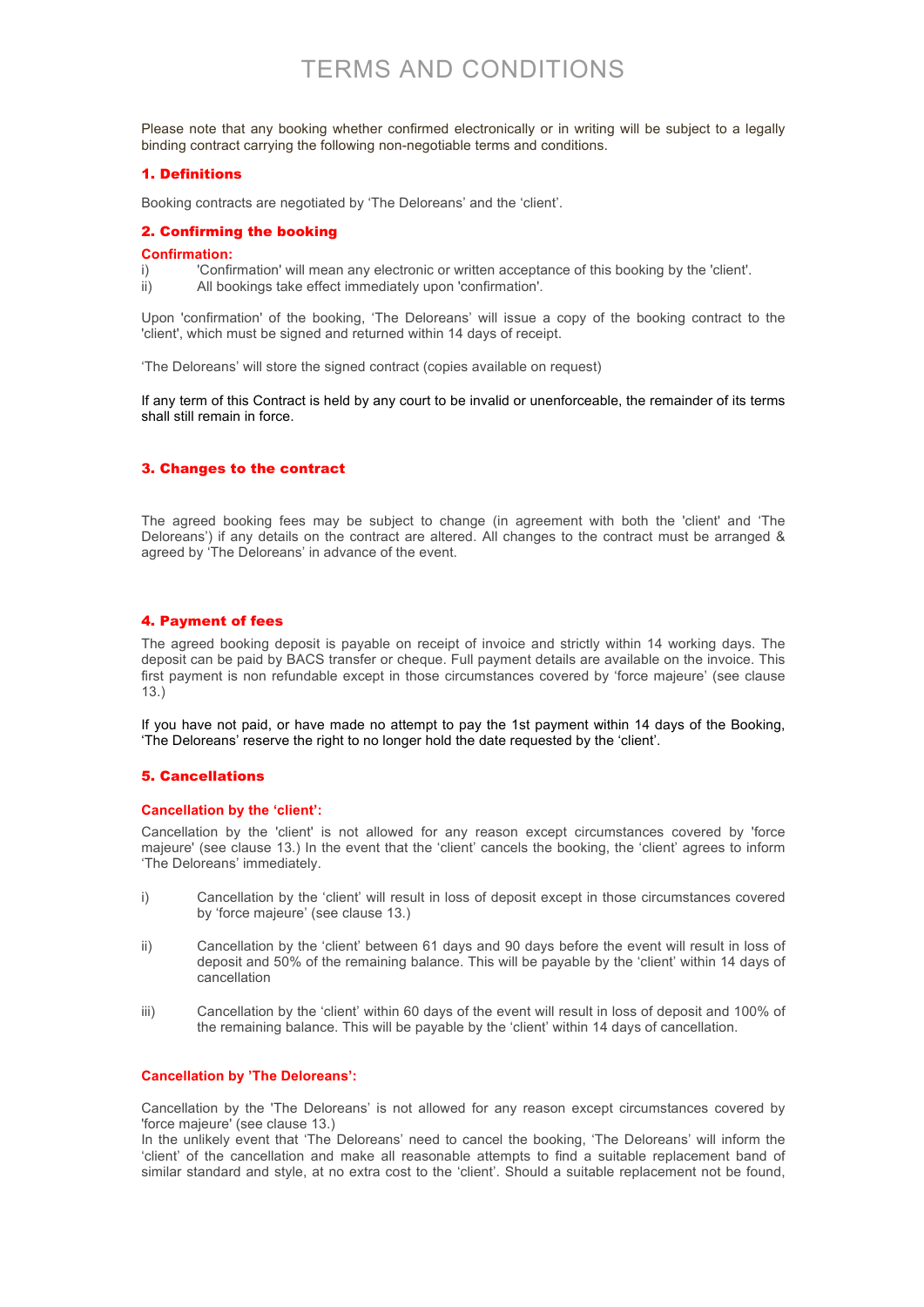# TERMS AND CONDITIONS

Please note that any booking whether confirmed electronically or in writing will be subject to a legally binding contract carrying the following non-negotiable terms and conditions.

## 1. Definitions

Booking contracts are negotiated by 'The Deloreans' and the 'client'.

## 2. Confirming the booking

### Confirmation:

i) 'Confirmation' will mean any electronic or written acceptance of this booking by the 'client'.

ii) All bookings take effect immediately upon 'confirmation'.

Upon 'confirmation' of the booking, 'The Deloreans' will issue a copy of the booking contract to the 'client', which must be signed and returned within 14 days of receipt.

'The Deloreans' will store the signed contract (copies available on request)

If any term of this Contract is held by any court to be invalid or unenforceable, the remainder of its terms shall still remain in force.

## 3. Changes to the contract

The agreed booking fees may be subject to change (in agreement with both the 'client' and 'The Deloreans') if any details on the contract are altered. All changes to the contract must be arranged & agreed by 'The Deloreans' in advance of the event.

## 4. Payment of fees

The agreed booking deposit is payable on receipt of invoice and strictly within 14 working days. The deposit can be paid by BACS transfer or cheque. Full payment details are available on the invoice. This first payment is non refundable except in those circumstances covered by 'force majeure' (see clause 13.)

If you have not paid, or have made no attempt to pay the 1st payment within 14 days of the Booking, 'The Deloreans' reserve the right to no longer hold the date requested by the 'client'.

## 5. Cancellations

### Cancellation by the 'client':

Cancellation by the 'client' is not allowed for any reason except circumstances covered by 'force majeure' (see clause 13.) In the event that the 'client' cancels the booking, the 'client' agrees to inform 'The Deloreans' immediately.

i) Cancellation by the 'client' will result in loss of deposit except in those circumstances covered by 'force majeure' (see clause 13.)

ii) Cancellation by the 'client' between 61 days and 90 days before the event will result in loss of deposit and 50% of the remaining balance. This will be payable by the 'client' within 14 days of cancellation

iii) Cancellation by the 'client' within 60 days of the event will result in loss of deposit and 100% of the remaining balance. This will be payable by the 'client' within 14 days of cancellation.

### Cancellation by 'The Deloreans':

Cancellation by the 'The Deloreans' is not allowed for any reason except circumstances covered by 'force majeure' (see clause 13.)
In the unlikely event that 'The Deloreans' need to cancel the booking, 'The Deloreans' will inform the 'client' of the cancellation and make all reasonable attempts to find a suitable replacement band of similar standard and style, at no extra cost to the 'client'. Should a suitable replacement not be found,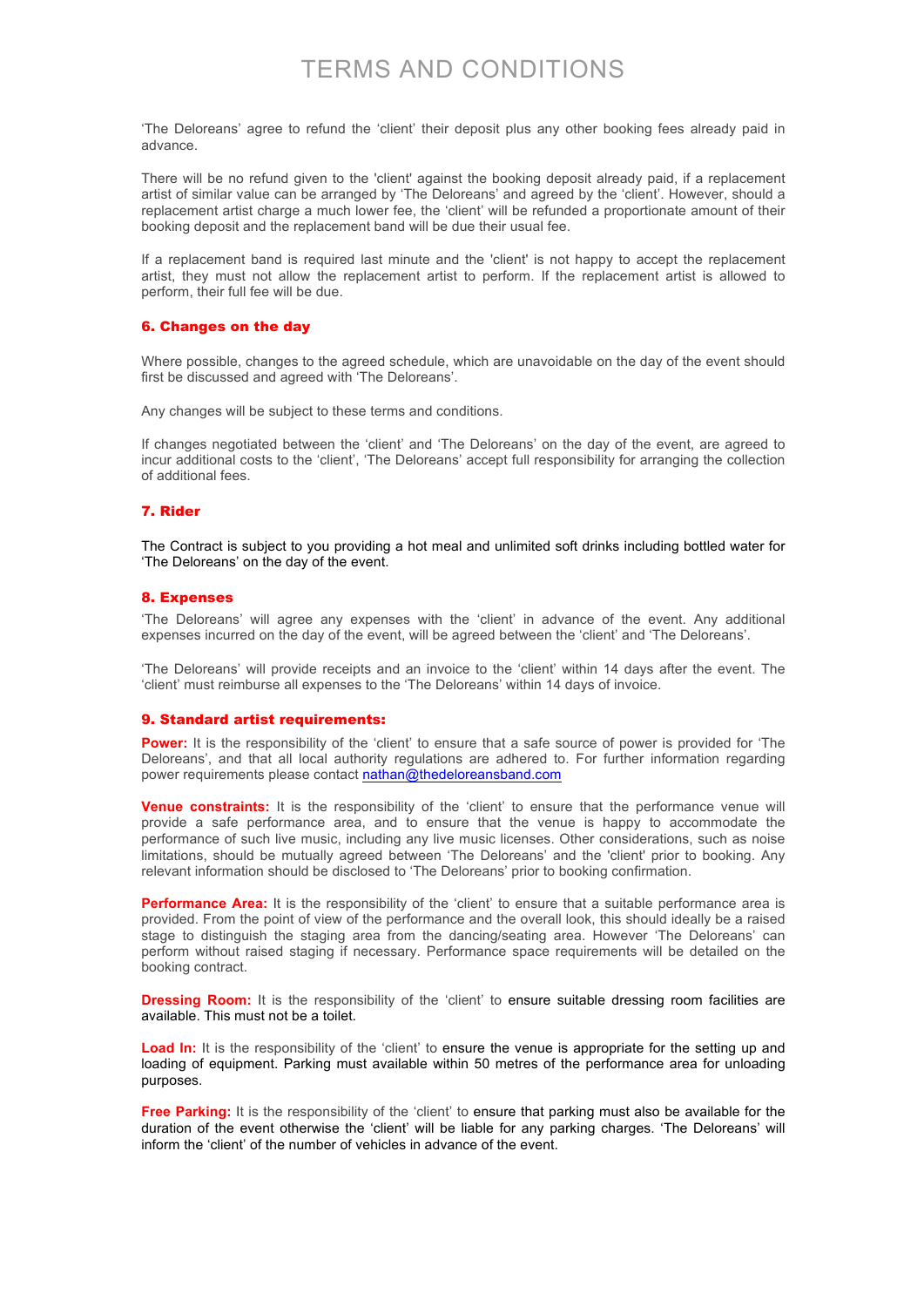# TERMS AND CONDITIONS

'The Deloreans' agree to refund the 'client' their deposit plus any other booking fees already paid in advance.

There will be no refund given to the 'client' against the booking deposit already paid, if a replacement artist of similar value can be arranged by 'The Deloreans' and agreed by the 'client'. However, should a replacement artist charge a much lower fee, the 'client' will be refunded a proportionate amount of their booking deposit and the replacement band will be due their usual fee.

If a replacement band is required last minute and the 'client' is not happy to accept the replacement artist, they must not allow the replacement artist to perform. If the replacement artist is allowed to perform, their full fee will be due.

## 6. Changes on the day

Where possible, changes to the agreed schedule, which are unavoidable on the day of the event should first be discussed and agreed with 'The Deloreans'.

Any changes will be subject to these terms and conditions.

If changes negotiated between the 'client' and 'The Deloreans' on the day of the event, are agreed to incur additional costs to the 'client', 'The Deloreans' accept full responsibility for arranging the collection of additional fees.

## 7. Rider

The Contract is subject to you providing a hot meal and unlimited soft drinks including bottled water for 'The Deloreans' on the day of the event.

## 8. Expenses

'The Deloreans' will agree any expenses with the 'client' in advance of the event. Any additional expenses incurred on the day of the event, will be agreed between the 'client' and 'The Deloreans'.

'The Deloreans' will provide receipts and an invoice to the 'client' within 14 days after the event. The 'client' must reimburse all expenses to the 'The Deloreans' within 14 days of invoice.

## 9. Standard artist requirements:

**Power:** It is the responsibility of the 'client' to ensure that a safe source of power is provided for 'The Deloreans', and that all local authority regulations are adhered to. For further information regarding power requirements please contact nathan@thedeloreansband.com

**Venue constraints:** It is the responsibility of the 'client' to ensure that the performance venue will provide a safe performance area, and to ensure that the venue is happy to accommodate the performance of such live music, including any live music licenses. Other considerations, such as noise limitations, should be mutually agreed between 'The Deloreans' and the 'client' prior to booking. Any relevant information should be disclosed to 'The Deloreans' prior to booking confirmation.

**Performance Area:** It is the responsibility of the 'client' to ensure that a suitable performance area is provided. From the point of view of the performance and the overall look, this should ideally be a raised stage to distinguish the staging area from the dancing/seating area. However 'The Deloreans' can perform without raised staging if necessary. Performance space requirements will be detailed on the booking contract.

**Dressing Room:** It is the responsibility of the 'client' to ensure suitable dressing room facilities are available. This must not be a toilet.

**Load In:** It is the responsibility of the 'client' to ensure the venue is appropriate for the setting up and loading of equipment. Parking must available within 50 metres of the performance area for unloading purposes.

**Free Parking:** It is the responsibility of the 'client' to ensure that parking must also be available for the duration of the event otherwise the 'client' will be liable for any parking charges. 'The Deloreans' will inform the 'client' of the number of vehicles in advance of the event.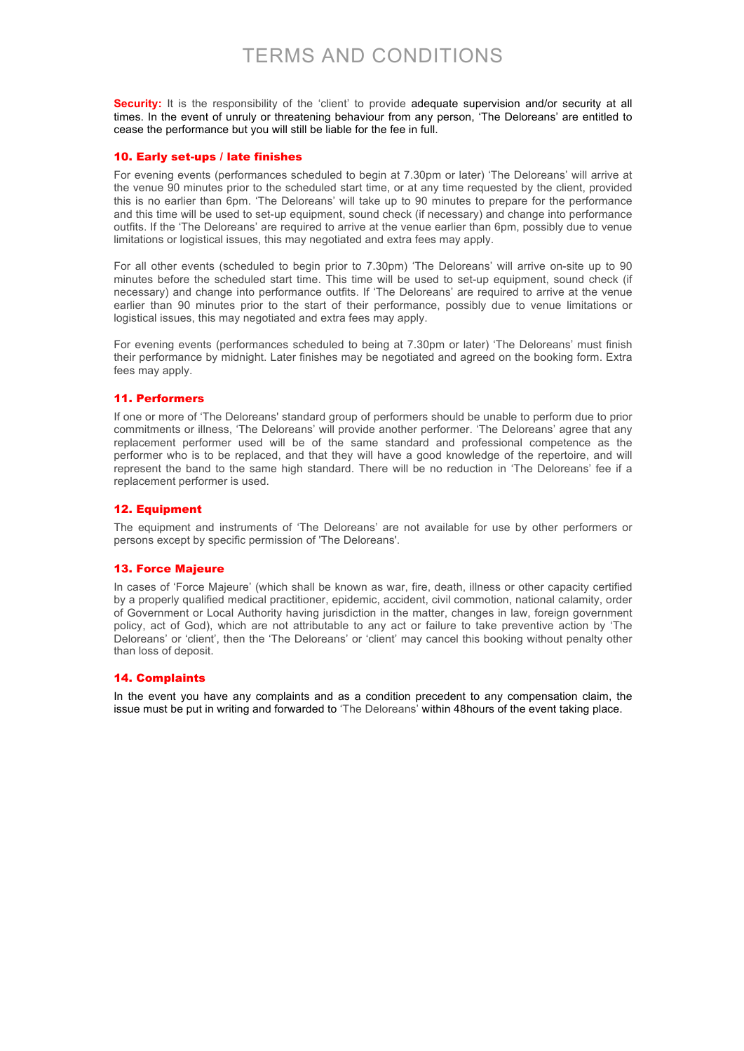# TERMS AND CONDITIONS

**Security:** It is the responsibility of the 'client' to provide adequate supervision and/or security at all times. In the event of unruly or threatening behaviour from any person, 'The Deloreans' are entitled to cease the performance but you will still be liable for the fee in full.

## 10. Early set-ups / late finishes

For evening events (performances scheduled to begin at 7.30pm or later) 'The Deloreans' will arrive at the venue 90 minutes prior to the scheduled start time, or at any time requested by the client, provided this is no earlier than 6pm. 'The Deloreans' will take up to 90 minutes to prepare for the performance and this time will be used to set-up equipment, sound check (if necessary) and change into performance outfits. If the 'The Deloreans' are required to arrive at the venue earlier than 6pm, possibly due to venue limitations or logistical issues, this may negotiated and extra fees may apply.

For all other events (scheduled to begin prior to 7.30pm) 'The Deloreans' will arrive on-site up to 90 minutes before the scheduled start time. This time will be used to set-up equipment, sound check (if necessary) and change into performance outfits. If 'The Deloreans' are required to arrive at the venue earlier than 90 minutes prior to the start of their performance, possibly due to venue limitations or logistical issues, this may negotiated and extra fees may apply.

For evening events (performances scheduled to being at 7.30pm or later) 'The Deloreans' must finish their performance by midnight. Later finishes may be negotiated and agreed on the booking form. Extra fees may apply.

## 11. Performers

If one or more of 'The Deloreans' standard group of performers should be unable to perform due to prior commitments or illness, 'The Deloreans' will provide another performer. 'The Deloreans' agree that any replacement performer used will be of the same standard and professional competence as the performer who is to be replaced, and that they will have a good knowledge of the repertoire, and will represent the band to the same high standard. There will be no reduction in 'The Deloreans' fee if a replacement performer is used.

## 12. Equipment

The equipment and instruments of 'The Deloreans' are not available for use by other performers or persons except by specific permission of 'The Deloreans'.

## 13. Force Majeure

In cases of 'Force Majeure' (which shall be known as war, fire, death, illness or other capacity certified by a properly qualified medical practitioner, epidemic, accident, civil commotion, national calamity, order of Government or Local Authority having jurisdiction in the matter, changes in law, foreign government policy, act of God), which are not attributable to any act or failure to take preventive action by 'The Deloreans' or 'client', then the 'The Deloreans' or 'client' may cancel this booking without penalty other than loss of deposit.

## 14. Complaints

In the event you have any complaints and as a condition precedent to any compensation claim, the issue must be put in writing and forwarded to 'The Deloreans' within 48hours of the event taking place.